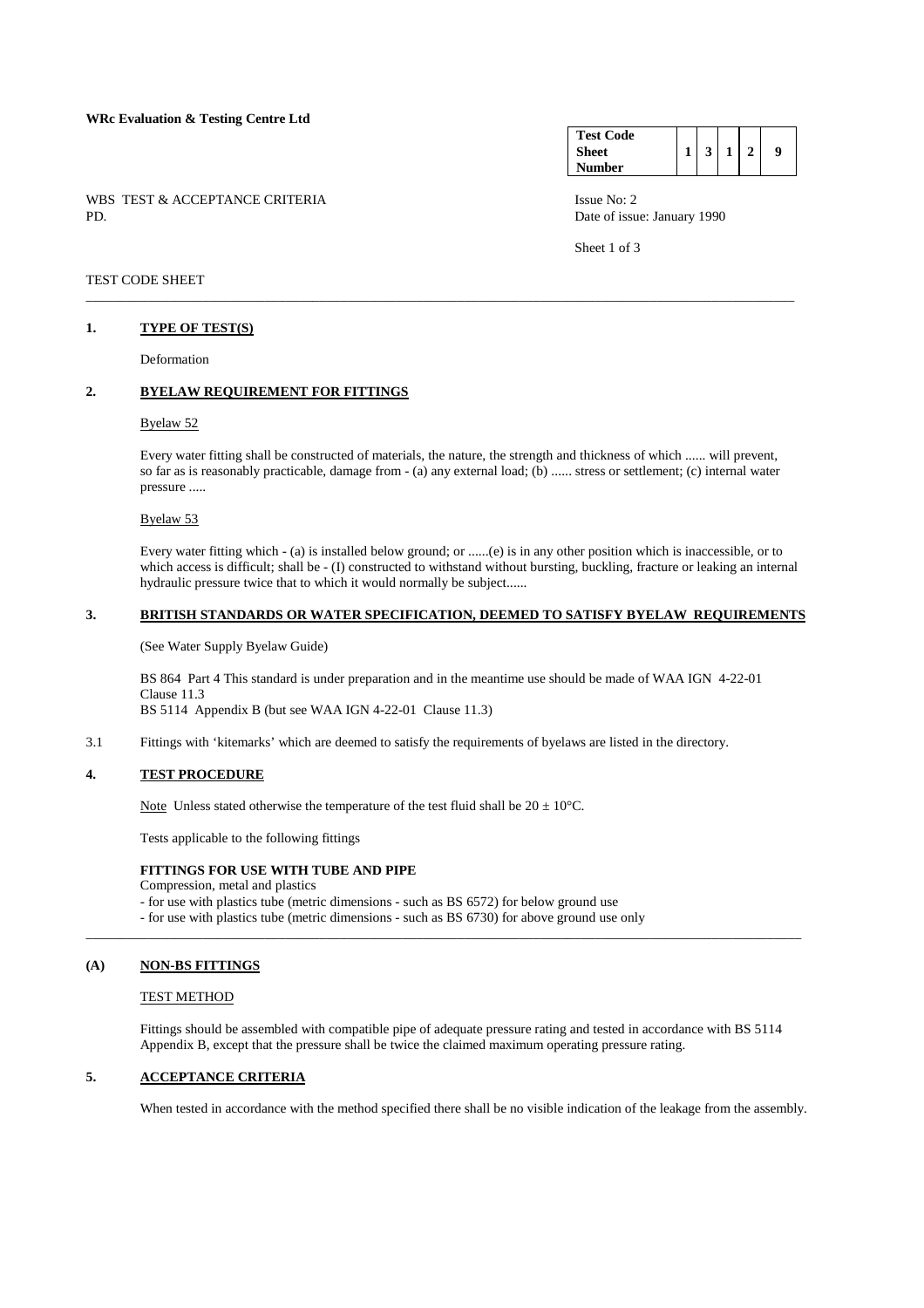**WRc Evaluation & Testing Centre Ltd**

| **Test Code Sheet Number** | **1** | **3** | **1** | **2** | **9** |
|---|---|---|---|---|---|

WBS TEST & ACCEPTANCE CRITERIA
PD.

Issue No: 2
Date of issue: January 1990

TEST CODE SHEET

---

## 1. TYPE OF TEST(S)

Deformation

## 2. BYELAW REQUIREMENT FOR FITTINGS

Byelaw 52

Every water fitting shall be constructed of materials, the nature, the strength and thickness of which ...... will prevent, so far as is reasonably practicable, damage from - (a) any external load; (b) ...... stress or settlement; (c) internal water pressure .....

Byelaw 53

Every water fitting which - (a) is installed below ground; or ......(e) is in any other position which is inaccessible, or to which access is difficult; shall be - (I) constructed to withstand without bursting, buckling, fracture or leaking an internal hydraulic pressure twice that to which it would normally be subject......

## 3. BRITISH STANDARDS OR WATER SPECIFICATION, DEEMED TO SATISFY BYELAW REQUIREMENTS

(See Water Supply Byelaw Guide)

BS 864 Part 4 This standard is under preparation and in the meantime use should be made of WAA IGN 4-22-01 Clause 11.3
BS 5114 Appendix B (but see WAA IGN 4-22-01 Clause 11.3)

3.1 Fittings with 'kitemarks' which are deemed to satisfy the requirements of byelaws are listed in the directory.

## 4. TEST PROCEDURE

Note Unless stated otherwise the temperature of the test fluid shall be $20 \pm 10°C$.

Tests applicable to the following fittings

**FITTINGS FOR USE WITH TUBE AND PIPE**

Compression, metal and plastics
- for use with plastics tube (metric dimensions - such as BS 6572) for below ground use
- for use with plastics tube (metric dimensions - such as BS 6730) for above ground use only

---

## (A) NON-BS FITTINGS

TEST METHOD

Fittings should be assembled with compatible pipe of adequate pressure rating and tested in accordance with BS 5114 Appendix B, except that the pressure shall be twice the claimed maximum operating pressure rating.

## 5. ACCEPTANCE CRITERIA

When tested in accordance with the method specified there shall be no visible indication of the leakage from the assembly.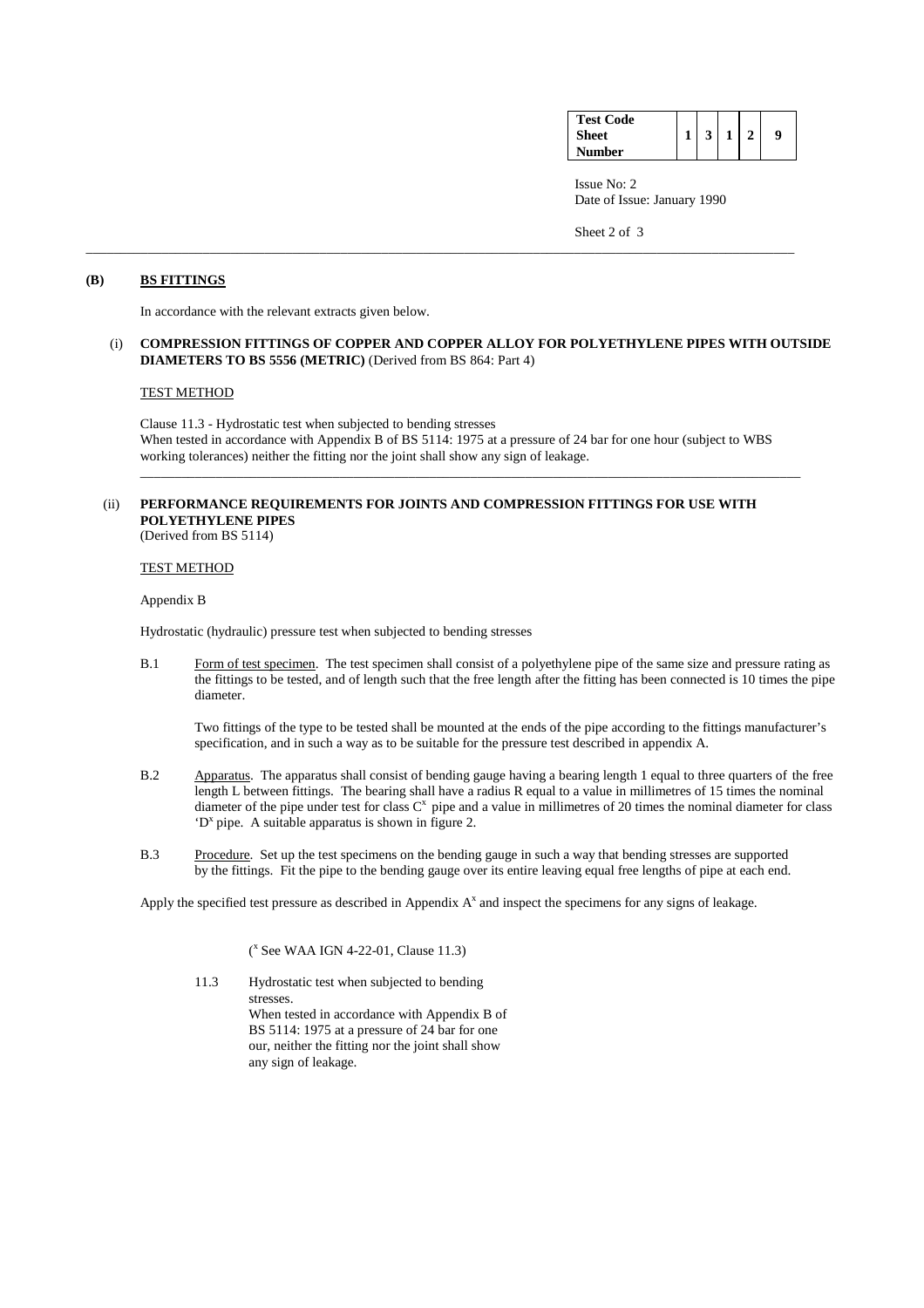## (B) BS FITTINGS

In accordance with the relevant extracts given below.

### (i) COMPRESSION FITTINGS OF COPPER AND COPPER ALLOY FOR POLYETHYLENE PIPES WITH OUTSIDE DIAMETERS TO BS 5556 (METRIC) (Derived from BS 864: Part 4)

TEST METHOD

Clause 11.3 - Hydrostatic test when subjected to bending stresses
When tested in accordance with Appendix B of BS 5114: 1975 at a pressure of 24 bar for one hour (subject to WBS working tolerances) neither the fitting nor the joint shall show any sign of leakage.

---

### (ii) PERFORMANCE REQUIREMENTS FOR JOINTS AND COMPRESSION FITTINGS FOR USE WITH POLYETHYLENE PIPES
(Derived from BS 5114)

TEST METHOD

Appendix B

Hydrostatic (hydraulic) pressure test when subjected to bending stresses

B.1 Form of test specimen. The test specimen shall consist of a polyethylene pipe of the same size and pressure rating as the fittings to be tested, and of length such that the free length after the fitting has been connected is 10 times the pipe diameter.

Two fittings of the type to be tested shall be mounted at the ends of the pipe according to the fittings manufacturer's specification, and in such a way as to be suitable for the pressure test described in appendix A.

B.2 Apparatus. The apparatus shall consist of bending gauge having a bearing length 1 equal to three quarters of the free length L between fittings. The bearing shall have a radius R equal to a value in millimetres of 15 times the nominal diameter of the pipe under test for class C[x] pipe and a value in millimetres of 20 times the nominal diameter for class 'D[x] pipe. A suitable apparatus is shown in figure 2.

B.3 Procedure. Set up the test specimens on the bending gauge in such a way that bending stresses are supported by the fittings. Fit the pipe to the bending gauge over its entire leaving equal free lengths of pipe at each end.

Apply the specified test pressure as described in Appendix A[x] and inspect the specimens for any signs of leakage.

([x] See WAA IGN 4-22-01, Clause 11.3)

11.3 Hydrostatic test when subjected to bending stresses.
When tested in accordance with Appendix B of BS 5114: 1975 at a pressure of 24 bar for one our, neither the fitting nor the joint shall show any sign of leakage.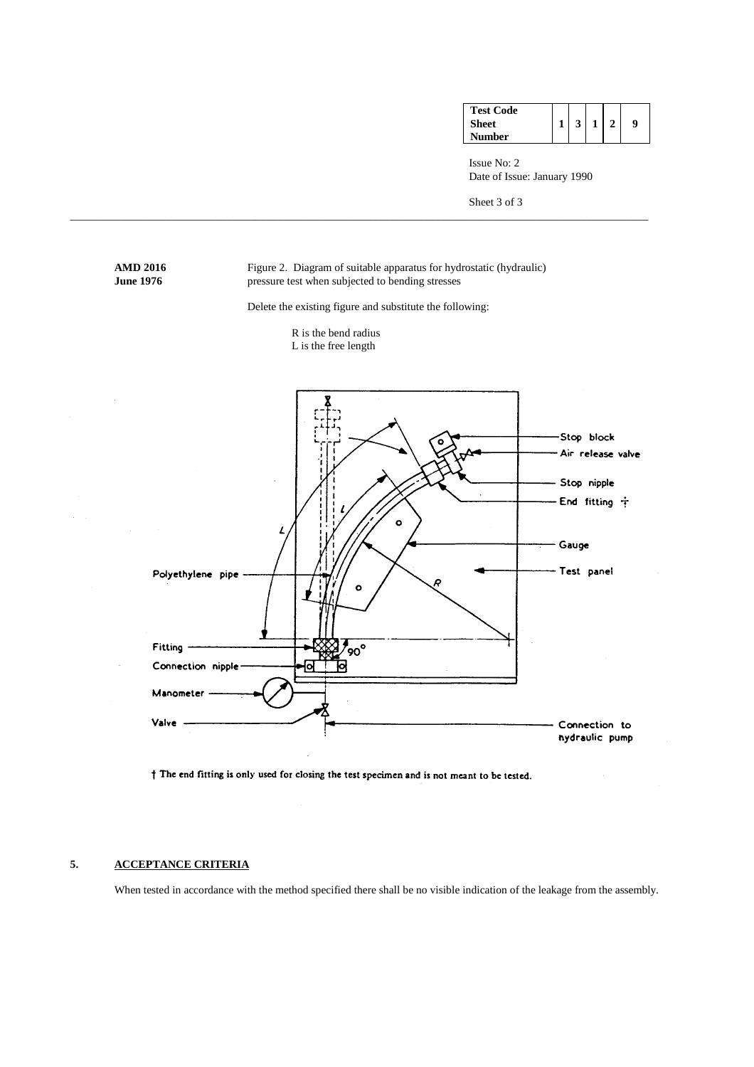**AMD 2016**
**June 1976**

Figure 2. Diagram of suitable apparatus for hydrostatic (hydraulic) pressure test when subjected to bending stresses

Delete the existing figure and substitute the following:

R is the bend radius
L is the free length

Stop block
Air release valve
Stop nipple
End fitting †
Gauge
Test panel
Polyethylene pipe
Fitting
Connection nipple
Manometer
Valve
Connection to hydraulic pump
L
L
R
90°

† The end fitting is only used for closing the test specimen and is not meant to be tested.

## 5. ACCEPTANCE CRITERIA

When tested in accordance with the method specified there shall be no visible indication of the leakage from the assembly.